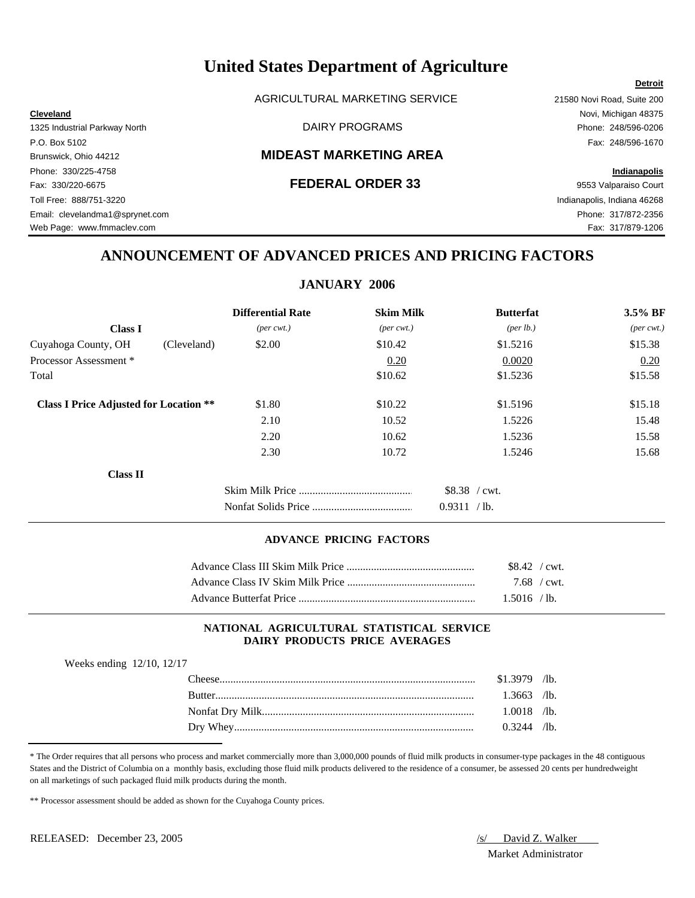# United States Department of Agriculture

AGRICULTURAL MARKETING SERVICE

DAIRY PROGRAMS

## MIDEAST MARKETING AREA

## FEDERAL ORDER 33

**Cleveland**
1325 Industrial Parkway North
P.O. Box 5102
Brunswick, Ohio 44212
Phone: 330/225-4758
Fax: 330/220-6675
Toll Free: 888/751-3220
Email: clevelandma1@sprynet.com
Web Page: www.fmmaclev.com

**Detroit**
21580 Novi Road, Suite 200
Novi, Michigan 48375
Phone: 248/596-0206
Fax: 248/596-1670

**Indianapolis**
9553 Valparaiso Court
Indianapolis, Indiana 46268
Phone: 317/872-2356
Fax: 317/879-1206

## ANNOUNCEMENT OF ADVANCED PRICES AND PRICING FACTORS

### JANUARY 2006

| | | Differential Rate | Skim Milk | Butterfat | 3.5% BF |
|---|---|---|---|---|---|
| **Class I** | | *(per cwt.)* | *(per cwt.)* | *(per lb.)* | *(per cwt.)* |
| Cuyahoga County, OH | (Cleveland) | $2.00 | $10.42 | $1.5216 | $15.38 |
| Processor Assessment * | | | 0.20 | 0.0020 | 0.20 |
| Total | | | $10.62 | $1.5236 | $15.58 |
| **Class I Price Adjusted for Location \*\*** | | $1.80 | $10.22 | $1.5196 | $15.18 |
| | | 2.10 | 10.52 | 1.5226 | 15.48 |
| | | 2.20 | 10.62 | 1.5236 | 15.58 |
| | | 2.30 | 10.72 | 1.5246 | 15.68 |

**Class II**

| | |
|---|---|
| Skim Milk Price | $8.38 / cwt. |
| Nonfat Solids Price | 0.9311 / lb. |

### ADVANCE PRICING FACTORS

| | |
|---|---|
| Advance Class III Skim Milk Price | $8.42 / cwt. |
| Advance Class IV Skim Milk Price | 7.68 / cwt. |
| Advance Butterfat Price | 1.5016 / lb. |

### NATIONAL AGRICULTURAL STATISTICAL SERVICE DAIRY PRODUCTS PRICE AVERAGES

Weeks ending 12/10, 12/17

| | |
|---|---|
| Cheese | $1.3979 /lb. |
| Butter | 1.3663 /lb. |
| Nonfat Dry Milk | 1.0018 /lb. |
| Dry Whey | 0.3244 /lb. |

* The Order requires that all persons who process and market commercially more than 3,000,000 pounds of fluid milk products in consumer-type packages in the 48 contiguous States and the District of Columbia on a monthly basis, excluding those fluid milk products delivered to the residence of a consumer, be assessed 20 cents per hundredweight on all marketings of such packaged fluid milk products during the month.

** Processor assessment should be added as shown for the Cuyahoga County prices.

RELEASED: December 23, 2005

/s/ David Z. Walker
Market Administrator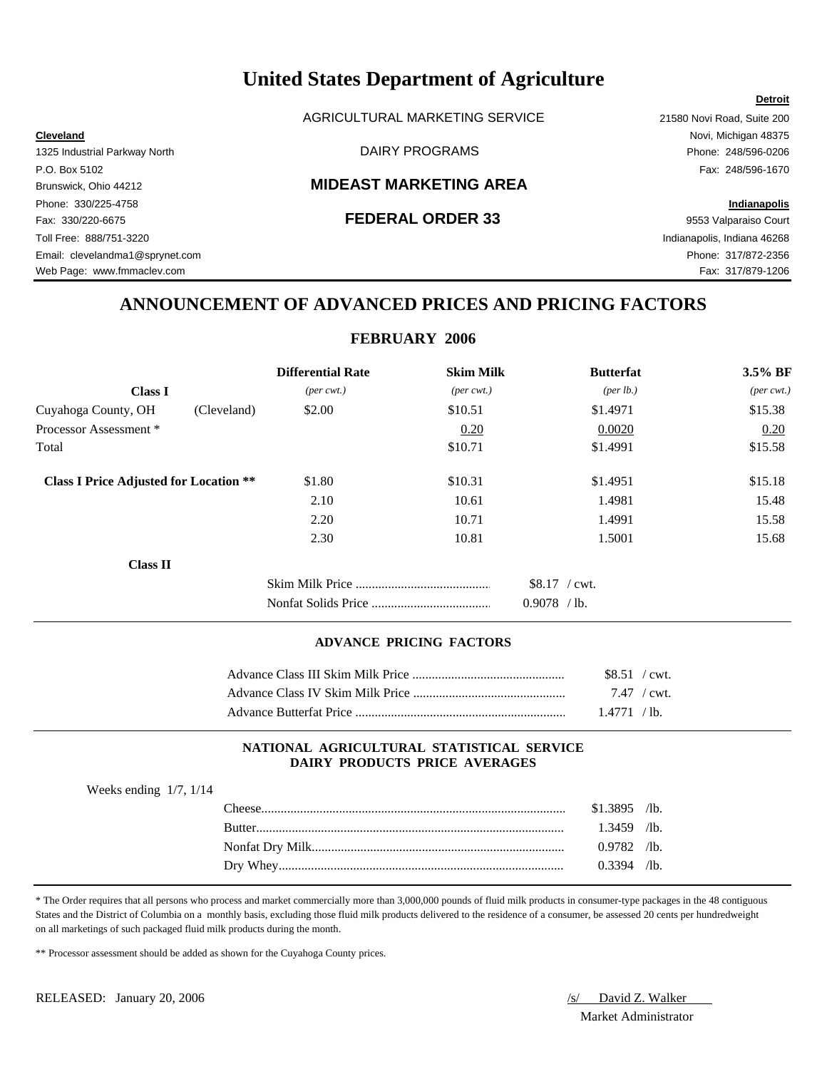# United States Department of Agriculture

AGRICULTURAL MARKETING SERVICE

DAIRY PROGRAMS

## MIDEAST MARKETING AREA

## FEDERAL ORDER 33

**Cleveland**
1325 Industrial Parkway North
P.O. Box 5102
Brunswick, Ohio 44212
Phone: 330/225-4758
Fax: 330/220-6675
Toll Free: 888/751-3220
Email: clevelandma1@sprynet.com
Web Page: www.fmmaclev.com

**Detroit**
21580 Novi Road, Suite 200
Novi, Michigan 48375
Phone: 248/596-0206
Fax: 248/596-1670

**Indianapolis**
9553 Valparaiso Court
Indianapolis, Indiana 46268
Phone: 317/872-2356
Fax: 317/879-1206

## ANNOUNCEMENT OF ADVANCED PRICES AND PRICING FACTORS

### FEBRUARY 2006

| **Class I** | **Differential Rate** *(per cwt.)* | **Skim Milk** *(per cwt.)* | **Butterfat** *(per lb.)* | **3.5% BF** *(per cwt.)* |
|---|---|---|---|---|
| Cuyahoga County, OH (Cleveland) | $2.00 | $10.51 | $1.4971 | $15.38 |
| Processor Assessment * | | 0.20 | 0.0020 | 0.20 |
| Total | | $10.71 | $1.4991 | $15.58 |
| **Class I Price Adjusted for Location \*\*** | $1.80 | $10.31 | $1.4951 | $15.18 |
| | 2.10 | 10.61 | 1.4981 | 15.48 |
| | 2.20 | 10.71 | 1.4991 | 15.58 |
| | 2.30 | 10.81 | 1.5001 | 15.68 |

**Class II**

| | |
|---|---|
| Skim Milk Price | $8.17 / cwt. |
| Nonfat Solids Price | 0.9078 / lb. |

### ADVANCE PRICING FACTORS

| | |
|---|---|
| Advance Class III Skim Milk Price | $8.51 / cwt. |
| Advance Class IV Skim Milk Price | 7.47 / cwt. |
| Advance Butterfat Price | 1.4771 / lb. |

### NATIONAL AGRICULTURAL STATISTICAL SERVICE DAIRY PRODUCTS PRICE AVERAGES

Weeks ending 1/7, 1/14

| | |
|---|---|
| Cheese | $1.3895 /lb. |
| Butter | 1.3459 /lb. |
| Nonfat Dry Milk | 0.9782 /lb. |
| Dry Whey | 0.3394 /lb. |

* The Order requires that all persons who process and market commercially more than 3,000,000 pounds of fluid milk products in consumer-type packages in the 48 contiguous States and the District of Columbia on a monthly basis, excluding those fluid milk products delivered to the residence of a consumer, be assessed 20 cents per hundredweight on all marketings of such packaged fluid milk products during the month.

** Processor assessment should be added as shown for the Cuyahoga County prices.

RELEASED: January 20, 2006

/s/ David Z. Walker
Market Administrator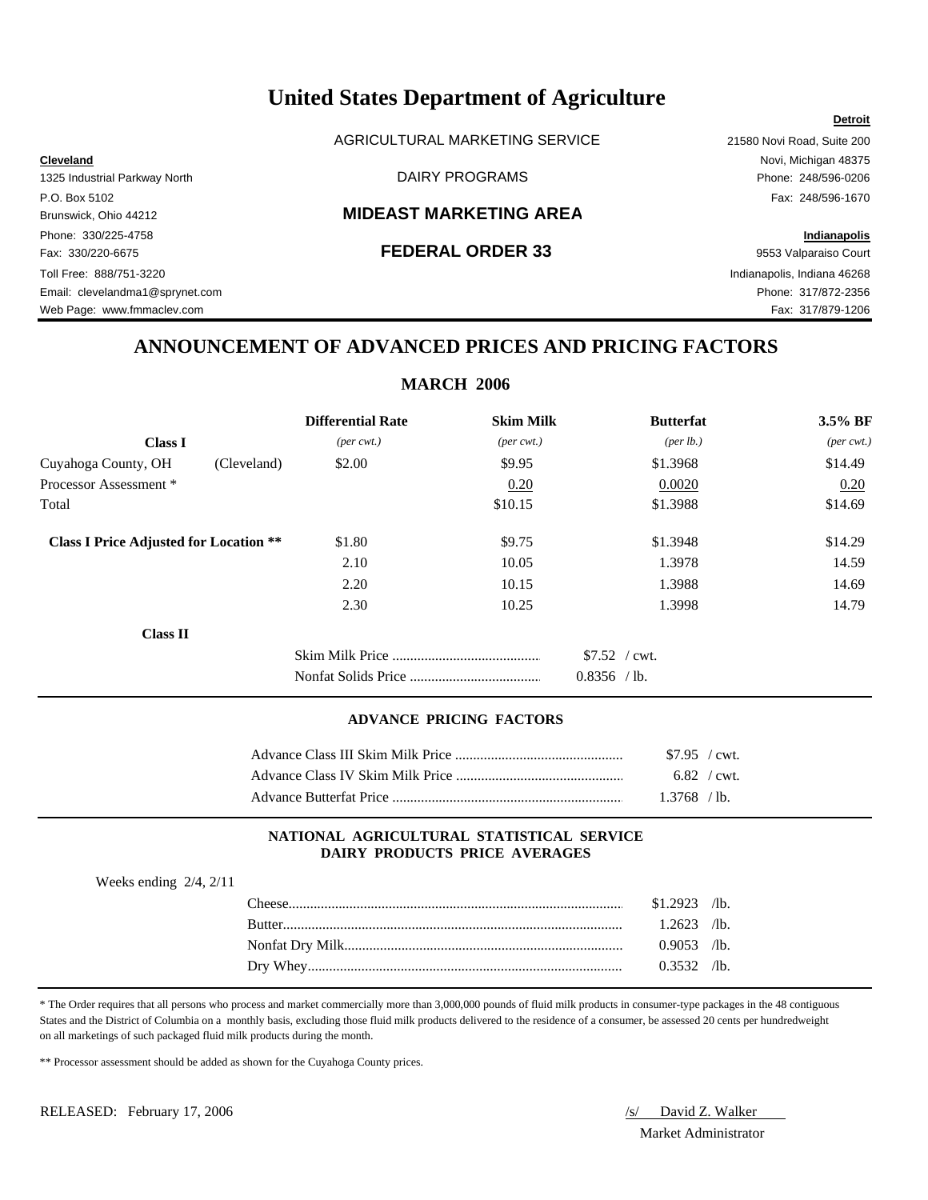# United States Department of Agriculture

AGRICULTURAL MARKETING SERVICE

DAIRY PROGRAMS

## MIDEAST MARKETING AREA

## FEDERAL ORDER 33

**Cleveland**
1325 Industrial Parkway North
P.O. Box 5102
Brunswick, Ohio 44212
Phone: 330/225-4758
Fax: 330/220-6675
Toll Free: 888/751-3220
Email: clevelandma1@sprynet.com
Web Page: www.fmmaclev.com

**Detroit**
21580 Novi Road, Suite 200
Novi, Michigan 48375
Phone: 248/596-0206
Fax: 248/596-1670

**Indianapolis**
9553 Valparaiso Court
Indianapolis, Indiana 46268
Phone: 317/872-2356
Fax: 317/879-1206

## ANNOUNCEMENT OF ADVANCED PRICES AND PRICING FACTORS

### MARCH 2006

| **Class I** | | **Differential Rate** *(per cwt.)* | **Skim Milk** *(per cwt.)* | **Butterfat** *(per lb.)* | **3.5% BF** *(per cwt.)* |
|---|---|---|---|---|---|
| Cuyahoga County, OH | (Cleveland) | $2.00 | $9.95 | $1.3968 | $14.49 |
| Processor Assessment * | | | 0.20 | 0.0020 | 0.20 |
| Total | | | $10.15 | $1.3988 | $14.69 |
| **Class I Price Adjusted for Location \*\*** | | $1.80 | $9.75 | $1.3948 | $14.29 |
| | | 2.10 | 10.05 | 1.3978 | 14.59 |
| | | 2.20 | 10.15 | 1.3988 | 14.69 |
| | | 2.30 | 10.25 | 1.3998 | 14.79 |

**Class II**

| | |
|---|---|
| Skim Milk Price | $7.52 / cwt. |
| Nonfat Solids Price | 0.8356 / lb. |

### ADVANCE PRICING FACTORS

| | |
|---|---|
| Advance Class III Skim Milk Price | $7.95 / cwt. |
| Advance Class IV Skim Milk Price | 6.82 / cwt. |
| Advance Butterfat Price | 1.3768 / lb. |

### NATIONAL AGRICULTURAL STATISTICAL SERVICE DAIRY PRODUCTS PRICE AVERAGES

Weeks ending 2/4, 2/11

| | |
|---|---|
| Cheese | $1.2923 /lb. |
| Butter | 1.2623 /lb. |
| Nonfat Dry Milk | 0.9053 /lb. |
| Dry Whey | 0.3532 /lb. |

* The Order requires that all persons who process and market commercially more than 3,000,000 pounds of fluid milk products in consumer-type packages in the 48 contiguous States and the District of Columbia on a monthly basis, excluding those fluid milk products delivered to the residence of a consumer, be assessed 20 cents per hundredweight on all marketings of such packaged fluid milk products during the month.

** Processor assessment should be added as shown for the Cuyahoga County prices.

RELEASED: February 17, 2006

/s/ David Z. Walker
Market Administrator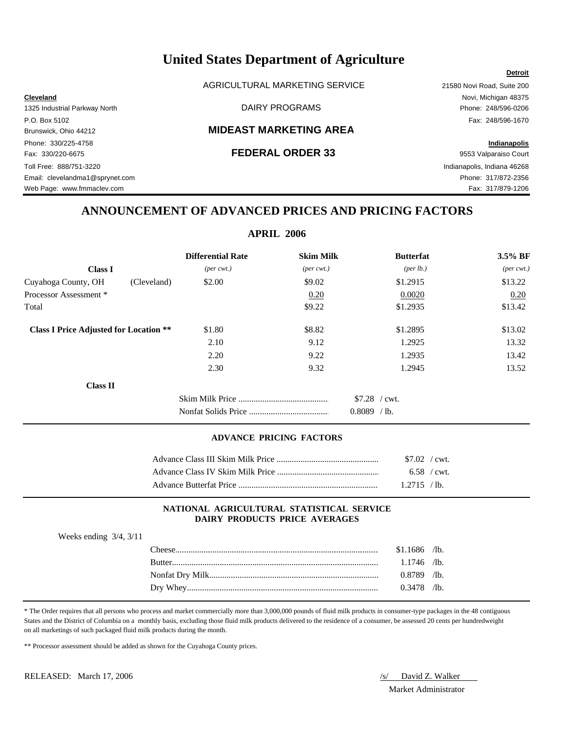# United States Department of Agriculture

AGRICULTURAL MARKETING SERVICE

DAIRY PROGRAMS

## MIDEAST MARKETING AREA

## FEDERAL ORDER 33

**Cleveland**
1325 Industrial Parkway North
P.O. Box 5102
Brunswick, Ohio 44212
Phone: 330/225-4758
Fax: 330/220-6675
Toll Free: 888/751-3220
Email: clevelandma1@sprynet.com
Web Page: www.fmmaclev.com

**Detroit**
21580 Novi Road, Suite 200
Novi, Michigan 48375
Phone: 248/596-0206
Fax: 248/596-1670

**Indianapolis**
9553 Valparaiso Court
Indianapolis, Indiana 46268
Phone: 317/872-2356
Fax: 317/879-1206

## ANNOUNCEMENT OF ADVANCED PRICES AND PRICING FACTORS

### APRIL 2006

| **Class I** | | **Differential Rate** *(per cwt.)* | **Skim Milk** *(per cwt.)* | **Butterfat** *(per lb.)* | **3.5% BF** *(per cwt.)* |
|---|---|---|---|---|---|
| Cuyahoga County, OH | (Cleveland) | $2.00 | $9.02 | $1.2915 | $13.22 |
| Processor Assessment * | | | 0.20 | 0.0020 | 0.20 |
| Total | | | $9.22 | $1.2935 | $13.42 |
| **Class I Price Adjusted for Location \*\*** | | $1.80 | $8.82 | $1.2895 | $13.02 |
| | | 2.10 | 9.12 | 1.2925 | 13.32 |
| | | 2.20 | 9.22 | 1.2935 | 13.42 |
| | | 2.30 | 9.32 | 1.2945 | 13.52 |

**Class II**

| | |
|---|---|
| Skim Milk Price | $7.28 / cwt. |
| Nonfat Solids Price | 0.8089 / lb. |

### ADVANCE PRICING FACTORS

| | |
|---|---|
| Advance Class III Skim Milk Price | $7.02 / cwt. |
| Advance Class IV Skim Milk Price | 6.58 / cwt. |
| Advance Butterfat Price | 1.2715 / lb. |

### NATIONAL AGRICULTURAL STATISTICAL SERVICE DAIRY PRODUCTS PRICE AVERAGES

Weeks ending 3/4, 3/11

| | |
|---|---|
| Cheese | $1.1686 /lb. |
| Butter | 1.1746 /lb. |
| Nonfat Dry Milk | 0.8789 /lb. |
| Dry Whey | 0.3478 /lb. |

\* The Order requires that all persons who process and market commercially more than 3,000,000 pounds of fluid milk products in consumer-type packages in the 48 contiguous States and the District of Columbia on a monthly basis, excluding those fluid milk products delivered to the residence of a consumer, be assessed 20 cents per hundredweight on all marketings of such packaged fluid milk products during the month.

\*\* Processor assessment should be added as shown for the Cuyahoga County prices.

RELEASED: March 17, 2006

/s/ David Z. Walker
Market Administrator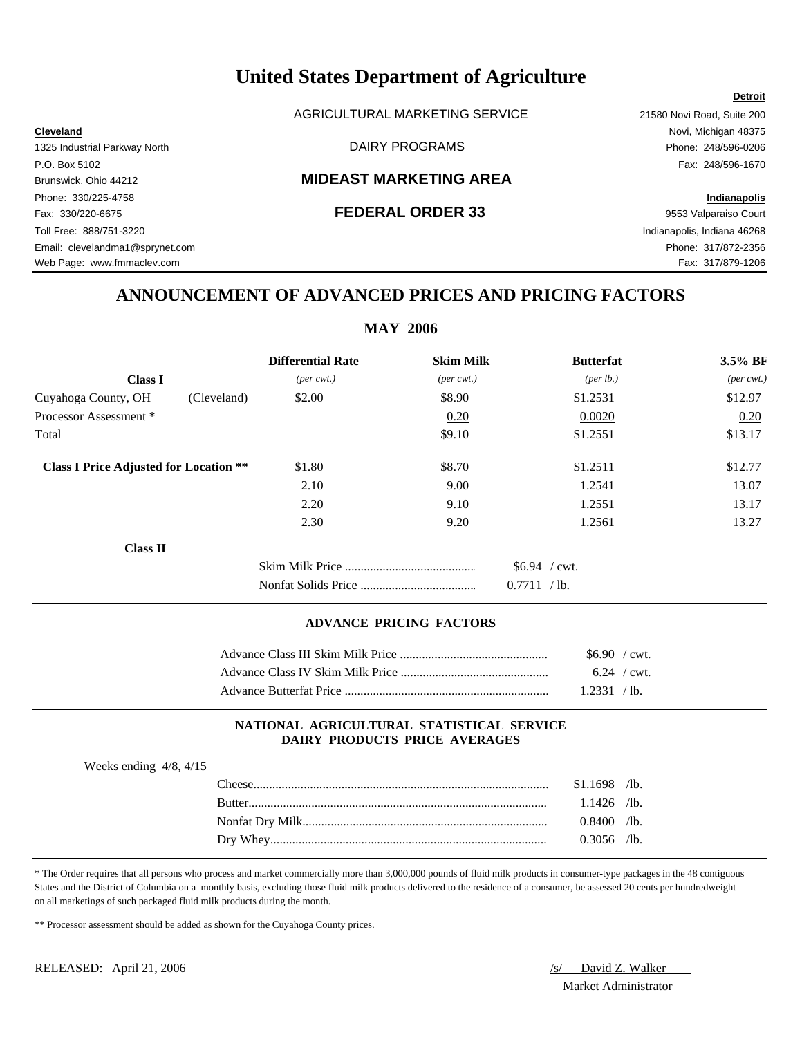# United States Department of Agriculture

AGRICULTURAL MARKETING SERVICE

DAIRY PROGRAMS

## MIDEAST MARKETING AREA

## FEDERAL ORDER 33

**Cleveland**
1325 Industrial Parkway North
P.O. Box 5102
Brunswick, Ohio 44212
Phone: 330/225-4758
Fax: 330/220-6675
Toll Free: 888/751-3220
Email: clevelandma1@sprynet.com
Web Page: www.fmmaclev.com

**Detroit**
21580 Novi Road, Suite 200
Novi, Michigan 48375
Phone: 248/596-0206
Fax: 248/596-1670

**Indianapolis**
9553 Valparaiso Court
Indianapolis, Indiana 46268
Phone: 317/872-2356
Fax: 317/879-1206

## ANNOUNCEMENT OF ADVANCED PRICES AND PRICING FACTORS

### MAY 2006

| | | Differential Rate | Skim Milk | Butterfat | 3.5% BF |
|---|---|---|---|---|---|
| **Class I** | | *(per cwt.)* | *(per cwt.)* | *(per lb.)* | *(per cwt.)* |
| Cuyahoga County, OH | (Cleveland) | $2.00 | $8.90 | $1.2531 | $12.97 |
| Processor Assessment * | | | 0.20 | 0.0020 | 0.20 |
| Total | | | $9.10 | $1.2551 | $13.17 |
| **Class I Price Adjusted for Location \*\*** | | $1.80 | $8.70 | $1.2511 | $12.77 |
| | | 2.10 | 9.00 | 1.2541 | 13.07 |
| | | 2.20 | 9.10 | 1.2551 | 13.17 |
| | | 2.30 | 9.20 | 1.2561 | 13.27 |

**Class II**

| | |
|---|---|
| Skim Milk Price | $6.94 / cwt. |
| Nonfat Solids Price | 0.7711 / lb. |

### ADVANCE PRICING FACTORS

| | |
|---|---|
| Advance Class III Skim Milk Price | $6.90 / cwt. |
| Advance Class IV Skim Milk Price | 6.24 / cwt. |
| Advance Butterfat Price | 1.2331 / lb. |

### NATIONAL AGRICULTURAL STATISTICAL SERVICE DAIRY PRODUCTS PRICE AVERAGES

Weeks ending 4/8, 4/15

| | |
|---|---|
| Cheese | $1.1698 /lb. |
| Butter | 1.1426 /lb. |
| Nonfat Dry Milk | 0.8400 /lb. |
| Dry Whey | 0.3056 /lb. |

\* The Order requires that all persons who process and market commercially more than 3,000,000 pounds of fluid milk products in consumer-type packages in the 48 contiguous States and the District of Columbia on a monthly basis, excluding those fluid milk products delivered to the residence of a consumer, be assessed 20 cents per hundredweight on all marketings of such packaged fluid milk products during the month.

\*\* Processor assessment should be added as shown for the Cuyahoga County prices.

RELEASED: April 21, 2006

/s/ David Z. Walker
Market Administrator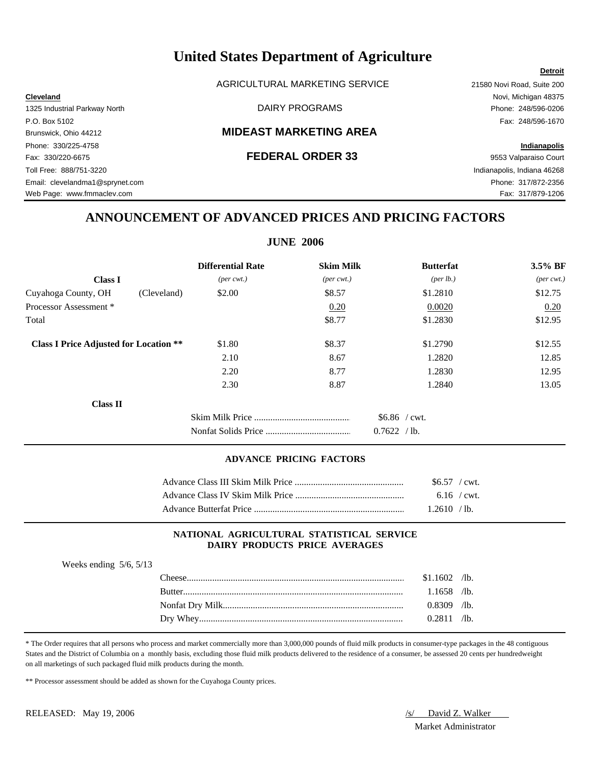# United States Department of Agriculture

AGRICULTURAL MARKETING SERVICE

DAIRY PROGRAMS

## MIDEAST MARKETING AREA

## FEDERAL ORDER 33

**Cleveland**
1325 Industrial Parkway North
P.O. Box 5102
Brunswick, Ohio 44212
Phone: 330/225-4758
Fax: 330/220-6675
Toll Free: 888/751-3220
Email: clevelandma1@sprynet.com
Web Page: www.fmmaclev.com

**Detroit**
21580 Novi Road, Suite 200
Novi, Michigan 48375
Phone: 248/596-0206
Fax: 248/596-1670

**Indianapolis**
9553 Valparaiso Court
Indianapolis, Indiana 46268
Phone: 317/872-2356
Fax: 317/879-1206

## ANNOUNCEMENT OF ADVANCED PRICES AND PRICING FACTORS

### JUNE 2006

| **Class I** | | **Differential Rate** *(per cwt.)* | **Skim Milk** *(per cwt.)* | **Butterfat** *(per lb.)* | **3.5% BF** *(per cwt.)* |
|---|---|---|---|---|---|
| Cuyahoga County, OH | (Cleveland) | $2.00 | $8.57 | $1.2810 | $12.75 |
| Processor Assessment * | | | 0.20 | 0.0020 | 0.20 |
| Total | | | $8.77 | $1.2830 | $12.95 |
| **Class I Price Adjusted for Location \*\*** | | $1.80 | $8.37 | $1.2790 | $12.55 |
| | | 2.10 | 8.67 | 1.2820 | 12.85 |
| | | 2.20 | 8.77 | 1.2830 | 12.95 |
| | | 2.30 | 8.87 | 1.2840 | 13.05 |

**Class II**

| | |
|---|---|
| Skim Milk Price | $6.86 / cwt. |
| Nonfat Solids Price | 0.7622 / lb. |

### ADVANCE PRICING FACTORS

| | |
|---|---|
| Advance Class III Skim Milk Price | $6.57 / cwt. |
| Advance Class IV Skim Milk Price | 6.16 / cwt. |
| Advance Butterfat Price | 1.2610 / lb. |

### NATIONAL AGRICULTURAL STATISTICAL SERVICE DAIRY PRODUCTS PRICE AVERAGES

Weeks ending 5/6, 5/13

| | |
|---|---|
| Cheese | $1.1602 /lb. |
| Butter | 1.1658 /lb. |
| Nonfat Dry Milk | 0.8309 /lb. |
| Dry Whey | 0.2811 /lb. |

\* The Order requires that all persons who process and market commercially more than 3,000,000 pounds of fluid milk products in consumer-type packages in the 48 contiguous States and the District of Columbia on a monthly basis, excluding those fluid milk products delivered to the residence of a consumer, be assessed 20 cents per hundredweight on all marketings of such packaged fluid milk products during the month.

\*\* Processor assessment should be added as shown for the Cuyahoga County prices.

RELEASED: May 19, 2006

/s/ David Z. Walker
Market Administrator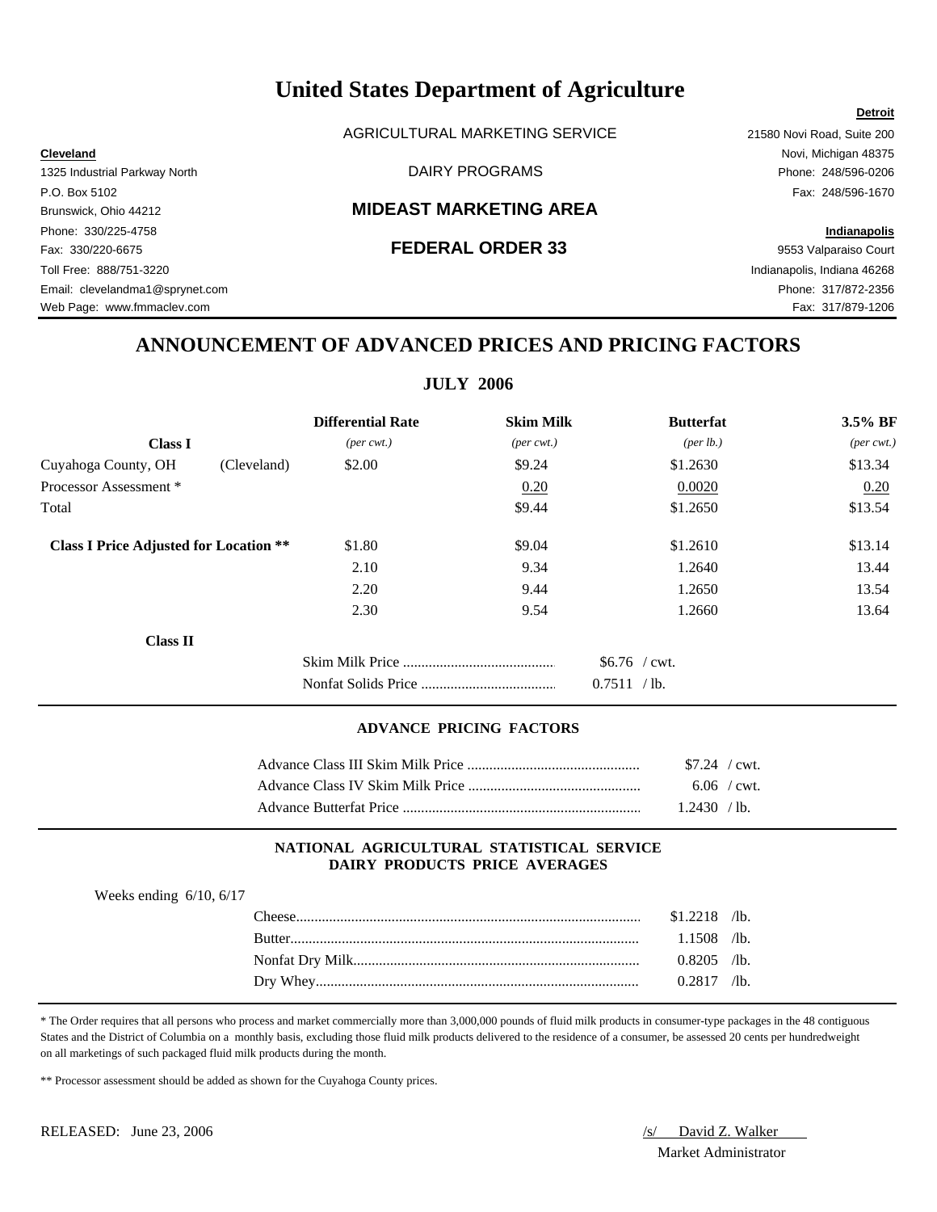# United States Department of Agriculture

AGRICULTURAL MARKETING SERVICE

DAIRY PROGRAMS

## MIDEAST MARKETING AREA

## FEDERAL ORDER 33

**Cleveland**
1325 Industrial Parkway North
P.O. Box 5102
Brunswick, Ohio 44212
Phone: 330/225-4758
Fax: 330/220-6675
Toll Free: 888/751-3220
Email: clevelandma1@sprynet.com
Web Page: www.fmmaclev.com

**Detroit**
21580 Novi Road, Suite 200
Novi, Michigan 48375
Phone: 248/596-0206
Fax: 248/596-1670

**Indianapolis**
9553 Valparaiso Court
Indianapolis, Indiana 46268
Phone: 317/872-2356
Fax: 317/879-1206

## ANNOUNCEMENT OF ADVANCED PRICES AND PRICING FACTORS

### JULY 2006

| | | Differential Rate | Skim Milk | Butterfat | 3.5% BF |
|---|---|---|---|---|---|
| **Class I** | | *(per cwt.)* | *(per cwt.)* | *(per lb.)* | *(per cwt.)* |
| Cuyahoga County, OH | (Cleveland) | $2.00 | $9.24 | $1.2630 | $13.34 |
| Processor Assessment * | | | 0.20 | 0.0020 | 0.20 |
| Total | | | $9.44 | $1.2650 | $13.54 |
| **Class I Price Adjusted for Location \*\*** | | $1.80 | $9.04 | $1.2610 | $13.14 |
| | | 2.10 | 9.34 | 1.2640 | 13.44 |
| | | 2.20 | 9.44 | 1.2650 | 13.54 |
| | | 2.30 | 9.54 | 1.2660 | 13.64 |

**Class II**

| | |
|---|---|
| Skim Milk Price | $6.76 / cwt. |
| Nonfat Solids Price | 0.7511 / lb. |

### ADVANCE PRICING FACTORS

| | |
|---|---|
| Advance Class III Skim Milk Price | $7.24 / cwt. |
| Advance Class IV Skim Milk Price | 6.06 / cwt. |
| Advance Butterfat Price | 1.2430 / lb. |

### NATIONAL AGRICULTURAL STATISTICAL SERVICE DAIRY PRODUCTS PRICE AVERAGES

Weeks ending 6/10, 6/17

| | |
|---|---|
| Cheese | $1.2218 /lb. |
| Butter | 1.1508 /lb. |
| Nonfat Dry Milk | 0.8205 /lb. |
| Dry Whey | 0.2817 /lb. |

\* The Order requires that all persons who process and market commercially more than 3,000,000 pounds of fluid milk products in consumer-type packages in the 48 contiguous States and the District of Columbia on a monthly basis, excluding those fluid milk products delivered to the residence of a consumer, be assessed 20 cents per hundredweight on all marketings of such packaged fluid milk products during the month.

\*\* Processor assessment should be added as shown for the Cuyahoga County prices.

RELEASED: June 23, 2006

/s/ David Z. Walker
Market Administrator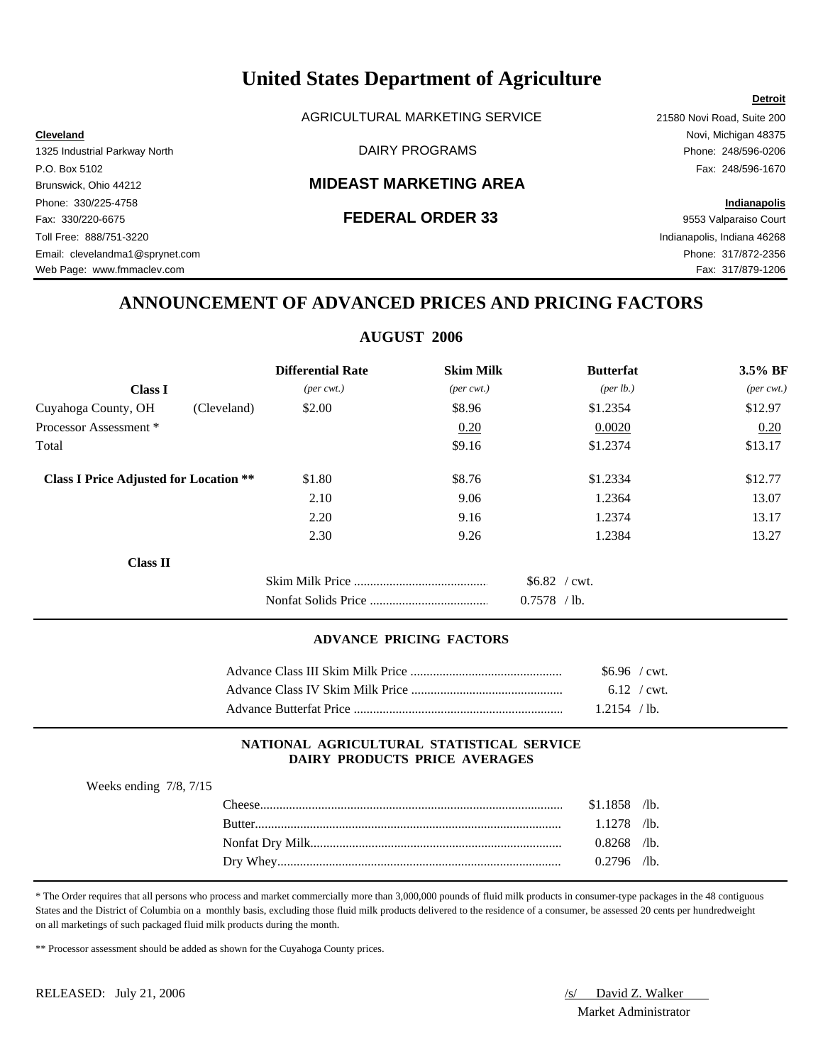# United States Department of Agriculture

AGRICULTURAL MARKETING SERVICE

DAIRY PROGRAMS

## MIDEAST MARKETING AREA

## FEDERAL ORDER 33

**Cleveland**
1325 Industrial Parkway North
P.O. Box 5102
Brunswick, Ohio 44212
Phone: 330/225-4758
Fax: 330/220-6675
Toll Free: 888/751-3220
Email: clevelandma1@sprynet.com
Web Page: www.fmmaclev.com

**Detroit**
21580 Novi Road, Suite 200
Novi, Michigan 48375
Phone: 248/596-0206
Fax: 248/596-1670

**Indianapolis**
9553 Valparaiso Court
Indianapolis, Indiana 46268
Phone: 317/872-2356
Fax: 317/879-1206

## ANNOUNCEMENT OF ADVANCED PRICES AND PRICING FACTORS

### AUGUST 2006

| | | Differential Rate | Skim Milk | Butterfat | 3.5% BF |
|---|---|---|---|---|---|
| **Class I** | | *(per cwt.)* | *(per cwt.)* | *(per lb.)* | *(per cwt.)* |
| Cuyahoga County, OH | (Cleveland) | $2.00 | $8.96 | $1.2354 | $12.97 |
| Processor Assessment * | | | 0.20 | 0.0020 | 0.20 |
| Total | | | $9.16 | $1.2374 | $13.17 |
| **Class I Price Adjusted for Location \*\*** | | $1.80 | $8.76 | $1.2334 | $12.77 |
| | | 2.10 | 9.06 | 1.2364 | 13.07 |
| | | 2.20 | 9.16 | 1.2374 | 13.17 |
| | | 2.30 | 9.26 | 1.2384 | 13.27 |

**Class II**

| | |
|---|---|
| Skim Milk Price | $6.82 / cwt. |
| Nonfat Solids Price | 0.7578 / lb. |

#### ADVANCE PRICING FACTORS

| | |
|---|---|
| Advance Class III Skim Milk Price | $6.96 / cwt. |
| Advance Class IV Skim Milk Price | 6.12 / cwt. |
| Advance Butterfat Price | 1.2154 / lb. |

#### NATIONAL AGRICULTURAL STATISTICAL SERVICE DAIRY PRODUCTS PRICE AVERAGES

Weeks ending 7/8, 7/15

| | |
|---|---|
| Cheese | $1.1858 /lb. |
| Butter | 1.1278 /lb. |
| Nonfat Dry Milk | 0.8268 /lb. |
| Dry Whey | 0.2796 /lb. |

\* The Order requires that all persons who process and market commercially more than 3,000,000 pounds of fluid milk products in consumer-type packages in the 48 contiguous States and the District of Columbia on a monthly basis, excluding those fluid milk products delivered to the residence of a consumer, be assessed 20 cents per hundredweight on all marketings of such packaged fluid milk products during the month.

\*\* Processor assessment should be added as shown for the Cuyahoga County prices.

RELEASED: July 21, 2006

/s/ David Z. Walker
Market Administrator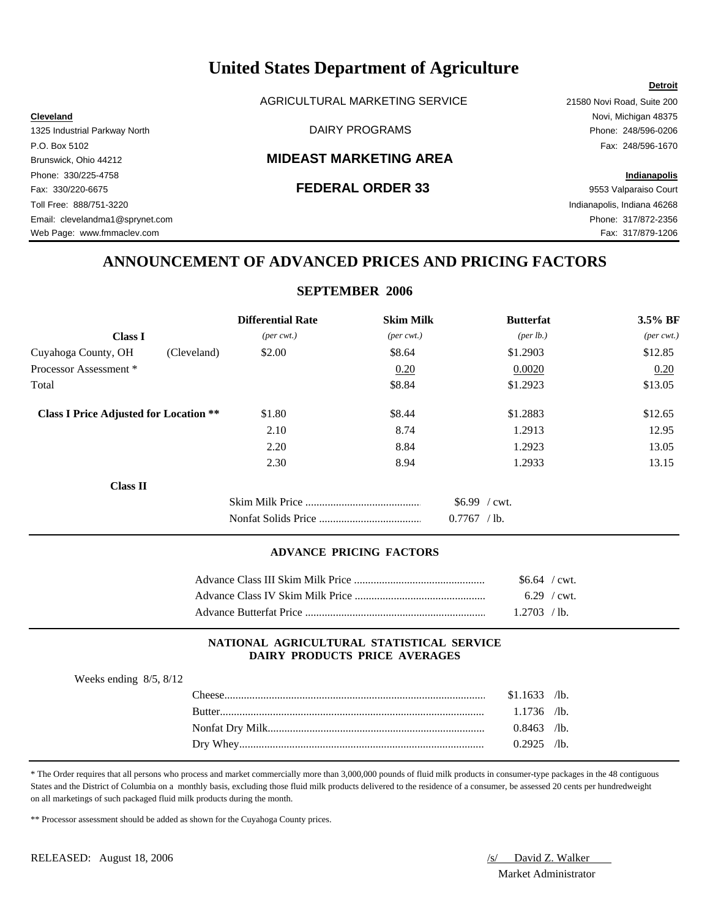# United States Department of Agriculture

AGRICULTURAL MARKETING SERVICE

DAIRY PROGRAMS

## MIDEAST MARKETING AREA

## FEDERAL ORDER 33

**Cleveland**
1325 Industrial Parkway North
P.O. Box 5102
Brunswick, Ohio 44212
Phone: 330/225-4758
Fax: 330/220-6675
Toll Free: 888/751-3220
Email: clevelandma1@sprynet.com
Web Page: www.fmmaclev.com

**Detroit**
21580 Novi Road, Suite 200
Novi, Michigan 48375
Phone: 248/596-0206
Fax: 248/596-1670

**Indianapolis**
9553 Valparaiso Court
Indianapolis, Indiana 46268
Phone: 317/872-2356
Fax: 317/879-1206

## ANNOUNCEMENT OF ADVANCED PRICES AND PRICING FACTORS

### SEPTEMBER 2006

| **Class I** | | **Differential Rate** *(per cwt.)* | **Skim Milk** *(per cwt.)* | **Butterfat** *(per lb.)* | **3.5% BF** *(per cwt.)* |
|---|---|---|---|---|---|
| Cuyahoga County, OH | (Cleveland) | $2.00 | $8.64 | $1.2903 | $12.85 |
| Processor Assessment * | | | 0.20 | 0.0020 | 0.20 |
| Total | | | $8.84 | $1.2923 | $13.05 |
| **Class I Price Adjusted for Location \*\*** | | $1.80 | $8.44 | $1.2883 | $12.65 |
| | | 2.10 | 8.74 | 1.2913 | 12.95 |
| | | 2.20 | 8.84 | 1.2923 | 13.05 |
| | | 2.30 | 8.94 | 1.2933 | 13.15 |

**Class II**

| | |
|---|---|
| Skim Milk Price | $6.99 / cwt. |
| Nonfat Solids Price | 0.7767 / lb. |

#### ADVANCE PRICING FACTORS

| | |
|---|---|
| Advance Class III Skim Milk Price | $6.64 / cwt. |
| Advance Class IV Skim Milk Price | 6.29 / cwt. |
| Advance Butterfat Price | 1.2703 / lb. |

#### NATIONAL AGRICULTURAL STATISTICAL SERVICE DAIRY PRODUCTS PRICE AVERAGES

Weeks ending 8/5, 8/12

| | |
|---|---|
| Cheese | $1.1633 /lb. |
| Butter | 1.1736 /lb. |
| Nonfat Dry Milk | 0.8463 /lb. |
| Dry Whey | 0.2925 /lb. |

\* The Order requires that all persons who process and market commercially more than 3,000,000 pounds of fluid milk products in consumer-type packages in the 48 contiguous States and the District of Columbia on a monthly basis, excluding those fluid milk products delivered to the residence of a consumer, be assessed 20 cents per hundredweight on all marketings of such packaged fluid milk products during the month.

\*\* Processor assessment should be added as shown for the Cuyahoga County prices.

RELEASED: August 18, 2006

/s/ David Z. Walker
Market Administrator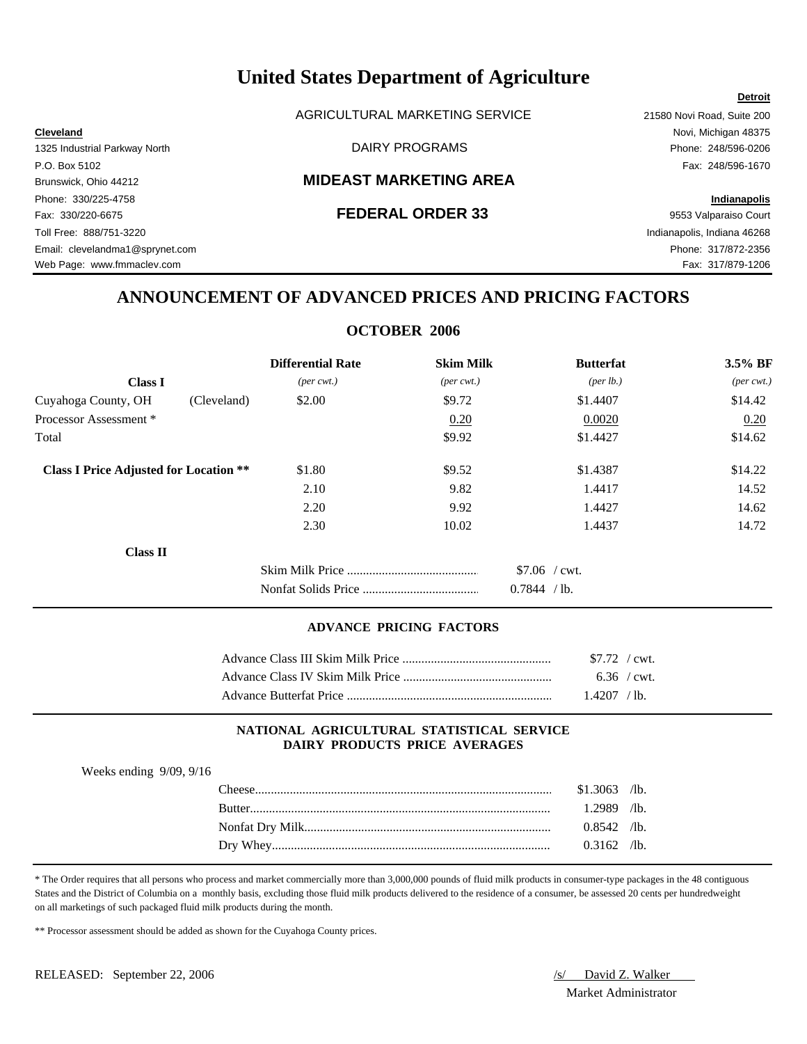# United States Department of Agriculture

AGRICULTURAL MARKETING SERVICE

DAIRY PROGRAMS

## MIDEAST MARKETING AREA

## FEDERAL ORDER 33

**Cleveland**
1325 Industrial Parkway North
P.O. Box 5102
Brunswick, Ohio 44212
Phone: 330/225-4758
Fax: 330/220-6675
Toll Free: 888/751-3220
Email: clevelandma1@sprynet.com
Web Page: www.fmmaclev.com

**Detroit**
21580 Novi Road, Suite 200
Novi, Michigan 48375
Phone: 248/596-0206
Fax: 248/596-1670

**Indianapolis**
9553 Valparaiso Court
Indianapolis, Indiana 46268
Phone: 317/872-2356
Fax: 317/879-1206

## ANNOUNCEMENT OF ADVANCED PRICES AND PRICING FACTORS

### OCTOBER 2006

| | | Differential Rate | Skim Milk | Butterfat | 3.5% BF |
|---|---|---|---|---|---|
| **Class I** | | *(per cwt.)* | *(per cwt.)* | *(per lb.)* | *(per cwt.)* |
| Cuyahoga County, OH | (Cleveland) | $2.00 | $9.72 | $1.4407 | $14.42 |
| Processor Assessment * | | | 0.20 | 0.0020 | 0.20 |
| Total | | | $9.92 | $1.4427 | $14.62 |
| **Class I Price Adjusted for Location \*\*** | | $1.80 | $9.52 | $1.4387 | $14.22 |
| | | 2.10 | 9.82 | 1.4417 | 14.52 |
| | | 2.20 | 9.92 | 1.4427 | 14.62 |
| | | 2.30 | 10.02 | 1.4437 | 14.72 |

**Class II**

| | |
|---|---|
| Skim Milk Price | $7.06 / cwt. |
| Nonfat Solids Price | 0.7844 / lb. |

### ADVANCE PRICING FACTORS

| | |
|---|---|
| Advance Class III Skim Milk Price | $7.72 / cwt. |
| Advance Class IV Skim Milk Price | 6.36 / cwt. |
| Advance Butterfat Price | 1.4207 / lb. |

### NATIONAL AGRICULTURAL STATISTICAL SERVICE DAIRY PRODUCTS PRICE AVERAGES

Weeks ending 9/09, 9/16

| | |
|---|---|
| Cheese | $1.3063 /lb. |
| Butter | 1.2989 /lb. |
| Nonfat Dry Milk | 0.8542 /lb. |
| Dry Whey | 0.3162 /lb. |

\* The Order requires that all persons who process and market commercially more than 3,000,000 pounds of fluid milk products in consumer-type packages in the 48 contiguous States and the District of Columbia on a monthly basis, excluding those fluid milk products delivered to the residence of a consumer, be assessed 20 cents per hundredweight on all marketings of such packaged fluid milk products during the month.

\*\* Processor assessment should be added as shown for the Cuyahoga County prices.

RELEASED: September 22, 2006

/s/ David Z. Walker
Market Administrator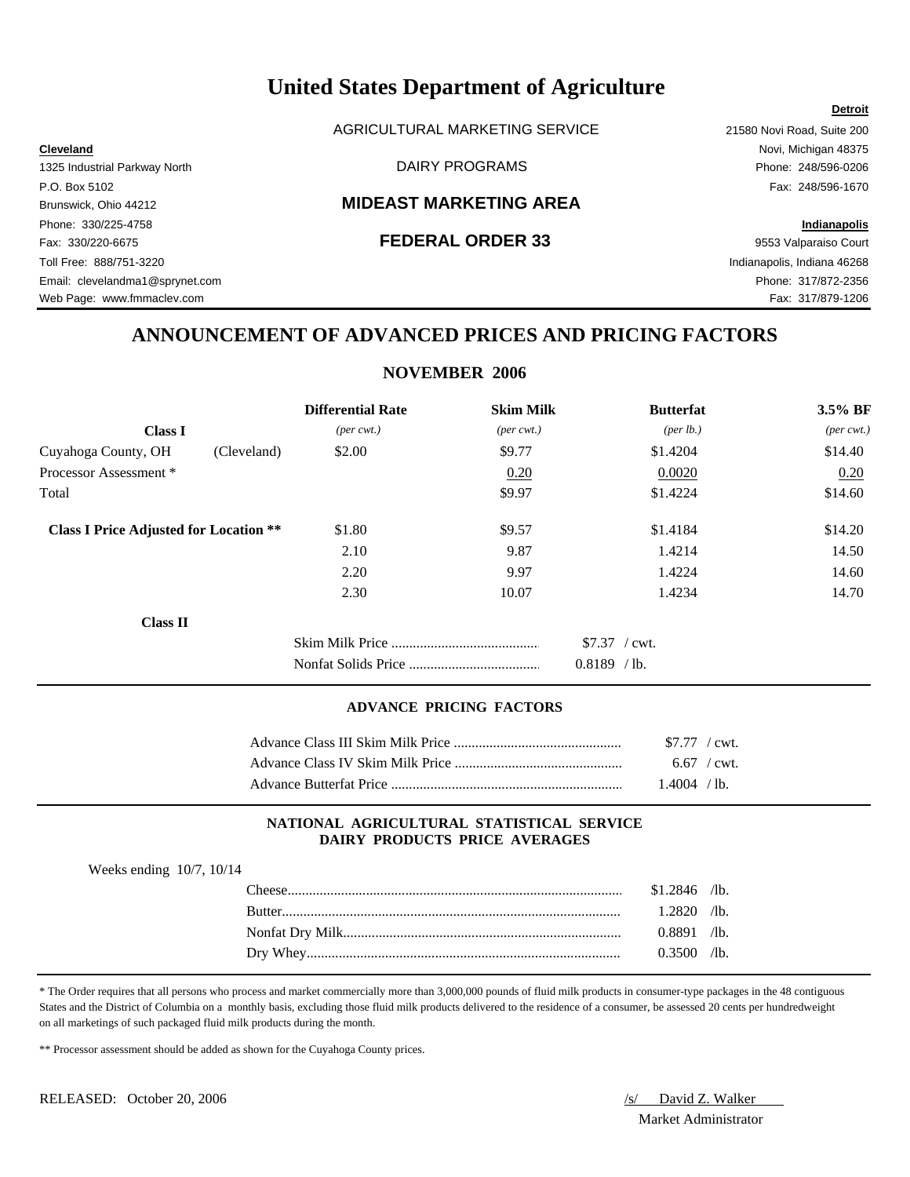# United States Department of Agriculture

AGRICULTURAL MARKETING SERVICE

DAIRY PROGRAMS

## MIDEAST MARKETING AREA

## FEDERAL ORDER 33

**Cleveland**
1325 Industrial Parkway North
P.O. Box 5102
Brunswick, Ohio 44212
Phone: 330/225-4758
Fax: 330/220-6675
Toll Free: 888/751-3220
Email: clevelandma1@sprynet.com
Web Page: www.fmmaclev.com

**Detroit**
21580 Novi Road, Suite 200
Novi, Michigan 48375
Phone: 248/596-0206
Fax: 248/596-1670

**Indianapolis**
9553 Valparaiso Court
Indianapolis, Indiana 46268
Phone: 317/872-2356
Fax: 317/879-1206

## ANNOUNCEMENT OF ADVANCED PRICES AND PRICING FACTORS

### NOVEMBER 2006

| **Class I** | **Differential Rate** *(per cwt.)* | **Skim Milk** *(per cwt.)* | **Butterfat** *(per lb.)* | **3.5% BF** *(per cwt.)* |
|---|---|---|---|---|
| Cuyahoga County, OH (Cleveland) | $2.00 | $9.77 | $1.4204 | $14.40 |
| Processor Assessment * | | 0.20 | 0.0020 | 0.20 |
| Total | | $9.97 | $1.4224 | $14.60 |
| **Class I Price Adjusted for Location \*\*** | $1.80 | $9.57 | $1.4184 | $14.20 |
| | 2.10 | 9.87 | 1.4214 | 14.50 |
| | 2.20 | 9.97 | 1.4224 | 14.60 |
| | 2.30 | 10.07 | 1.4234 | 14.70 |

**Class II**

| | |
|---|---|
| Skim Milk Price | $7.37 / cwt. |
| Nonfat Solids Price | 0.8189 / lb. |

### ADVANCE PRICING FACTORS

| | |
|---|---|
| Advance Class III Skim Milk Price | $7.77 / cwt. |
| Advance Class IV Skim Milk Price | 6.67 / cwt. |
| Advance Butterfat Price | 1.4004 / lb. |

### NATIONAL AGRICULTURAL STATISTICAL SERVICE DAIRY PRODUCTS PRICE AVERAGES

Weeks ending 10/7, 10/14

| | |
|---|---|
| Cheese | $1.2846 /lb. |
| Butter | 1.2820 /lb. |
| Nonfat Dry Milk | 0.8891 /lb. |
| Dry Whey | 0.3500 /lb. |

\* The Order requires that all persons who process and market commercially more than 3,000,000 pounds of fluid milk products in consumer-type packages in the 48 contiguous States and the District of Columbia on a monthly basis, excluding those fluid milk products delivered to the residence of a consumer, be assessed 20 cents per hundredweight on all marketings of such packaged fluid milk products during the month.

\*\* Processor assessment should be added as shown for the Cuyahoga County prices.

RELEASED: October 20, 2006

/s/ David Z. Walker
Market Administrator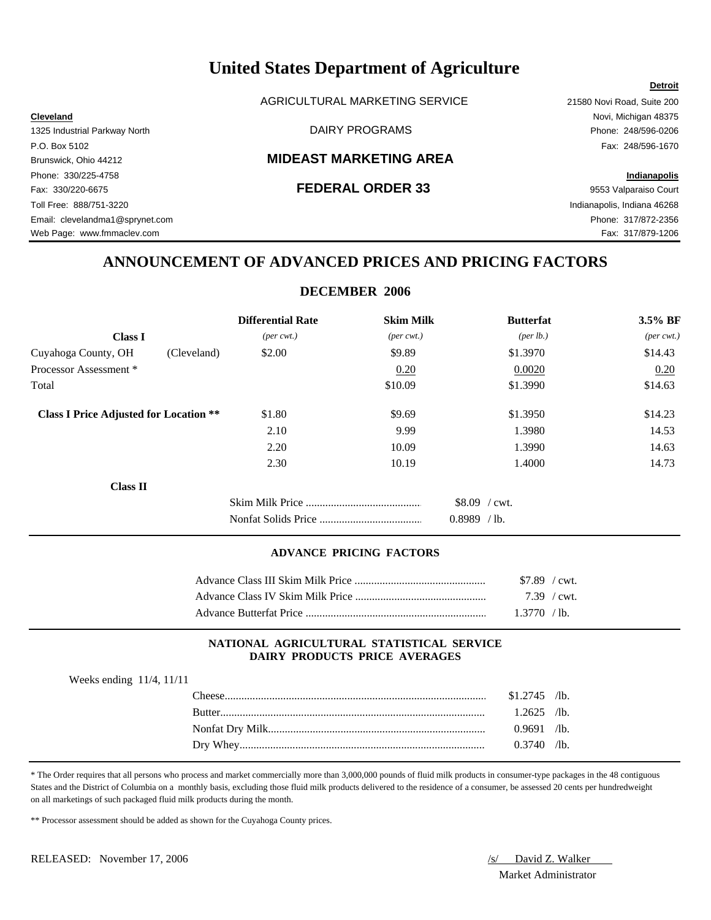# United States Department of Agriculture

AGRICULTURAL MARKETING SERVICE

DAIRY PROGRAMS

## MIDEAST MARKETING AREA

## FEDERAL ORDER 33

**Cleveland**
1325 Industrial Parkway North
P.O. Box 5102
Brunswick, Ohio 44212
Phone: 330/225-4758
Fax: 330/220-6675
Toll Free: 888/751-3220
Email: clevelandma1@sprynet.com
Web Page: www.fmmaclev.com

**Detroit**
21580 Novi Road, Suite 200
Novi, Michigan 48375
Phone: 248/596-0206
Fax: 248/596-1670

**Indianapolis**
9553 Valparaiso Court
Indianapolis, Indiana 46268
Phone: 317/872-2356
Fax: 317/879-1206

## ANNOUNCEMENT OF ADVANCED PRICES AND PRICING FACTORS

### DECEMBER 2006

| | | Differential Rate | Skim Milk | Butterfat | 3.5% BF |
|---|---|---|---|---|---|
| **Class I** | | *(per cwt.)* | *(per cwt.)* | *(per lb.)* | *(per cwt.)* |
| Cuyahoga County, OH | (Cleveland) | $2.00 | $9.89 | $1.3970 | $14.43 |
| Processor Assessment * | | | 0.20 | 0.0020 | 0.20 |
| Total | | | $10.09 | $1.3990 | $14.63 |
| **Class I Price Adjusted for Location \*\*** | | $1.80 | $9.69 | $1.3950 | $14.23 |
| | | 2.10 | 9.99 | 1.3980 | 14.53 |
| | | 2.20 | 10.09 | 1.3990 | 14.63 |
| | | 2.30 | 10.19 | 1.4000 | 14.73 |

**Class II**

| | |
|---|---|
| Skim Milk Price | $8.09 / cwt. |
| Nonfat Solids Price | 0.8989 / lb. |

### ADVANCE PRICING FACTORS

| | |
|---|---|
| Advance Class III Skim Milk Price | $7.89 / cwt. |
| Advance Class IV Skim Milk Price | 7.39 / cwt. |
| Advance Butterfat Price | 1.3770 / lb. |

### NATIONAL AGRICULTURAL STATISTICAL SERVICE DAIRY PRODUCTS PRICE AVERAGES

Weeks ending 11/4, 11/11

| | |
|---|---|
| Cheese | $1.2745 /lb. |
| Butter | 1.2625 /lb. |
| Nonfat Dry Milk | 0.9691 /lb. |
| Dry Whey | 0.3740 /lb. |

\* The Order requires that all persons who process and market commercially more than 3,000,000 pounds of fluid milk products in consumer-type packages in the 48 contiguous States and the District of Columbia on a monthly basis, excluding those fluid milk products delivered to the residence of a consumer, be assessed 20 cents per hundredweight on all marketings of such packaged fluid milk products during the month.

\*\* Processor assessment should be added as shown for the Cuyahoga County prices.

RELEASED: November 17, 2006

/s/ David Z. Walker
Market Administrator